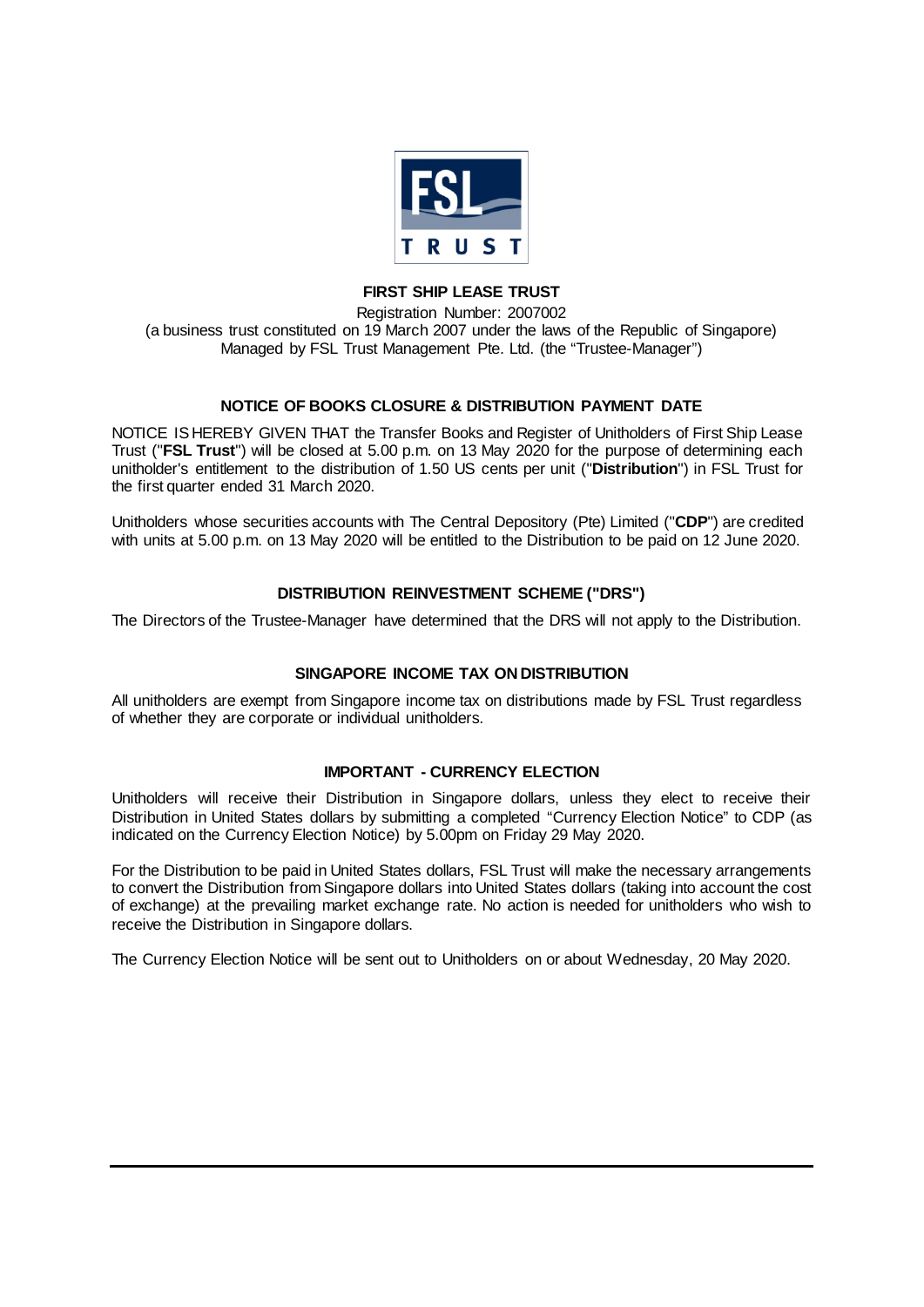**FIRST SHIP LEASE TRUST**

Registration Number: 2007002
(a business trust constituted on 19 March 2007 under the laws of the Republic of Singapore)
Managed by FSL Trust Management Pte. Ltd. (the "Trustee-Manager")

## NOTICE OF BOOKS CLOSURE & DISTRIBUTION PAYMENT DATE

NOTICE IS HEREBY GIVEN THAT the Transfer Books and Register of Unitholders of First Ship Lease Trust ("**FSL Trust**") will be closed at 5.00 p.m. on 13 May 2020 for the purpose of determining each unitholder's entitlement to the distribution of 1.50 US cents per unit ("**Distribution**") in FSL Trust for the first quarter ended 31 March 2020.

Unitholders whose securities accounts with The Central Depository (Pte) Limited ("**CDP**") are credited with units at 5.00 p.m. on 13 May 2020 will be entitled to the Distribution to be paid on 12 June 2020.

## DISTRIBUTION REINVESTMENT SCHEME ("DRS")

The Directors of the Trustee-Manager have determined that the DRS will not apply to the Distribution.

## SINGAPORE INCOME TAX ON DISTRIBUTION

All unitholders are exempt from Singapore income tax on distributions made by FSL Trust regardless of whether they are corporate or individual unitholders.

## IMPORTANT - CURRENCY ELECTION

Unitholders will receive their Distribution in Singapore dollars, unless they elect to receive their Distribution in United States dollars by submitting a completed "Currency Election Notice" to CDP (as indicated on the Currency Election Notice) by 5.00pm on Friday 29 May 2020.

For the Distribution to be paid in United States dollars, FSL Trust will make the necessary arrangements to convert the Distribution from Singapore dollars into United States dollars (taking into account the cost of exchange) at the prevailing market exchange rate. No action is needed for unitholders who wish to receive the Distribution in Singapore dollars.

The Currency Election Notice will be sent out to Unitholders on or about Wednesday, 20 May 2020.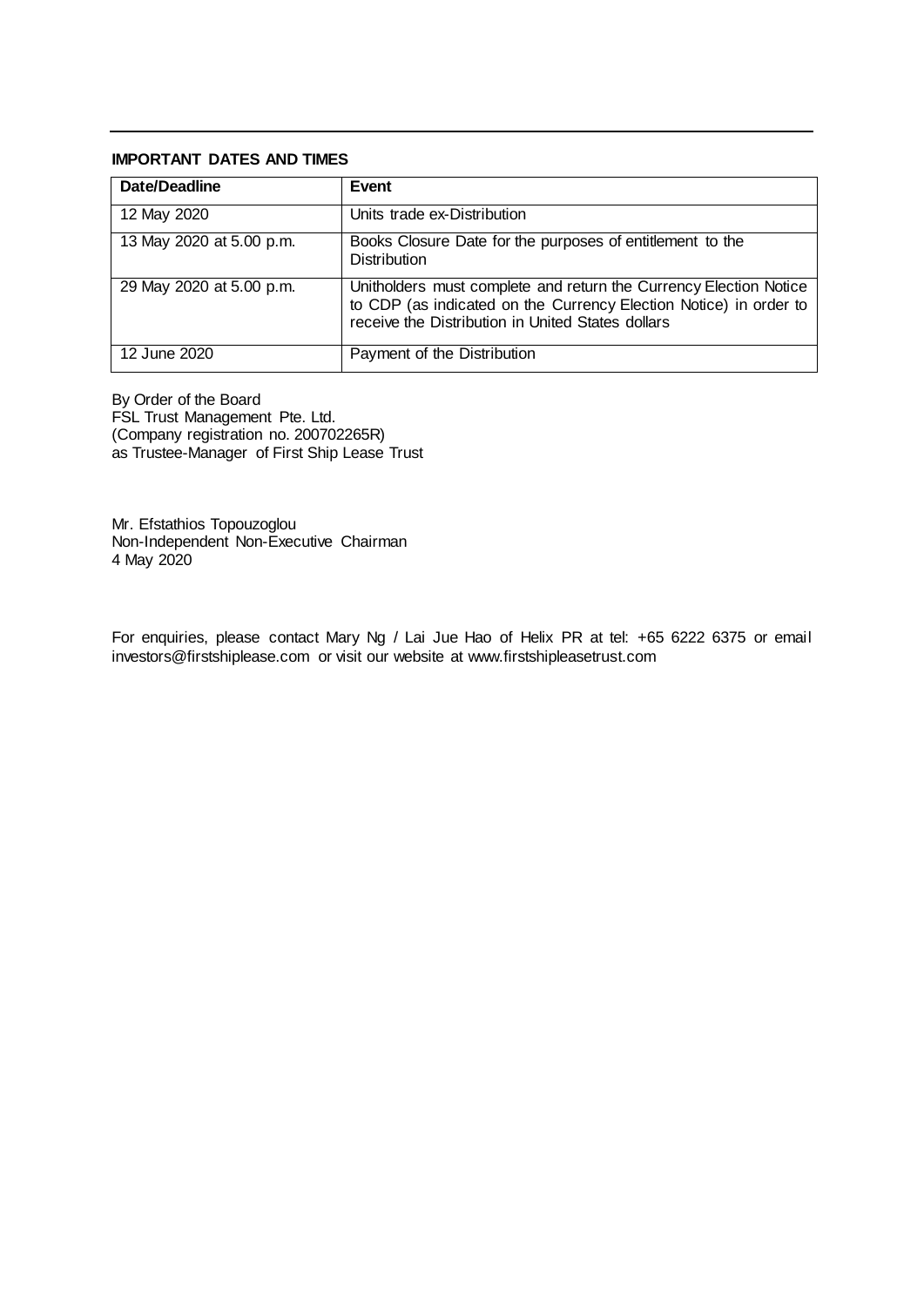**IMPORTANT DATES AND TIMES**

| Date/Deadline | Event |
|---|---|
| 12 May 2020 | Units trade ex-Distribution |
| 13 May 2020 at 5.00 p.m. | Books Closure Date for the purposes of entitlement to the Distribution |
| 29 May 2020 at 5.00 p.m. | Unitholders must complete and return the Currency Election Notice to CDP (as indicated on the Currency Election Notice) in order to receive the Distribution in United States dollars |
| 12 June 2020 | Payment of the Distribution |

By Order of the Board
FSL Trust Management Pte. Ltd.
(Company registration no. 200702265R)
as Trustee-Manager of First Ship Lease Trust

Mr. Efstathios Topouzoglou
Non-Independent Non-Executive Chairman
4 May 2020

For enquiries, please contact Mary Ng / Lai Jue Hao of Helix PR at tel: +65 6222 6375 or email investors@firstshiplease.com or visit our website at www.firstshipleasetrust.com